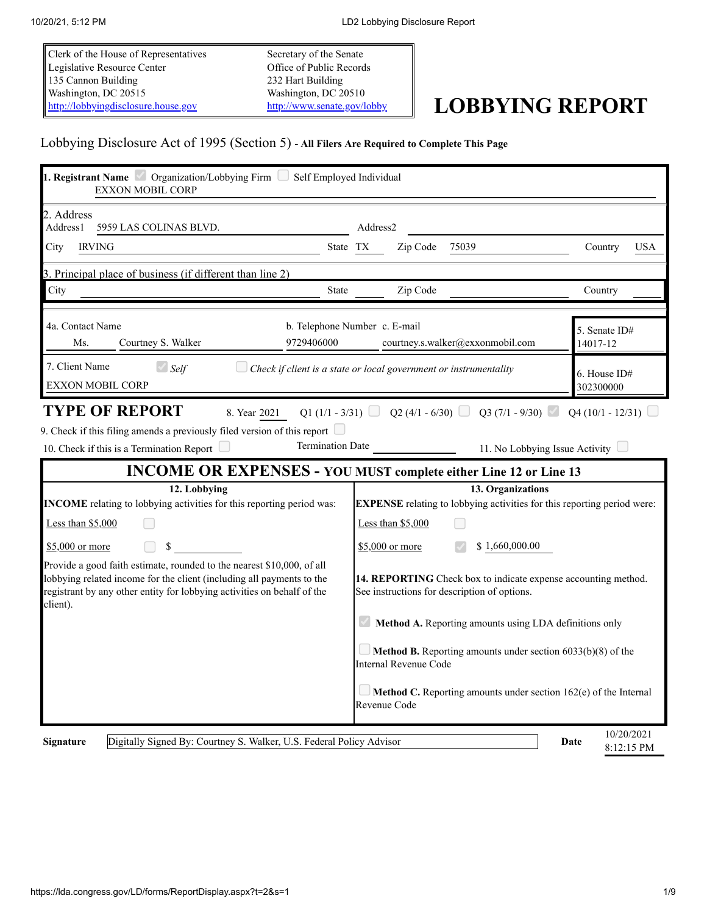| Clerk of the House of Representatives | Secretary of the Senate |
| --- | --- |
| Legislative Resource Center | Office of Public Records |
| 135 Cannon Building | 232 Hart Building |
| Washington, DC 20515 | Washington, DC 20510 |
| http://lobbyingdisclosure.house.gov | http://www.senate.gov/lobby |

# LOBBYING REPORT

Lobbying Disclosure Act of 1995 (Section 5) - **All Filers Are Required to Complete This Page**

**1. Registrant Name** ☑ Organization/Lobbying Firm ☐ Self Employed Individual

EXXON MOBIL CORP

2. Address

Address1 5959 LAS COLINAS BLVD. Address2

City IRVING State TX Zip Code 75039 Country USA

3. Principal place of business (if different than line 2)

City State Zip Code Country

4a. Contact Name: Ms. Courtney S. Walker

b. Telephone Number: 9729406000

c. E-mail: courtney.s.walker@exxonmobil.com

5. Senate ID#: 14017-12

7. Client Name ☑ *Self* ☐ *Check if client is a state or local government or instrumentality*

EXXON MOBIL CORP

6. House ID#: 302300000

## TYPE OF REPORT

8. Year 2021 Q1 (1/1 - 3/31) ☐ Q2 (4/1 - 6/30) ☐ Q3 (7/1 - 9/30) ☑ Q4 (10/1 - 12/31) ☐

9. Check if this filing amends a previously filed version of this report ☐

10. Check if this is a Termination Report ☐ Termination Date ________ 11. No Lobbying Issue Activity ☐

## INCOME OR EXPENSES - YOU MUST complete either Line 12 or Line 13

| 12. Lobbying | 13. Organizations |
| --- | --- |
| **INCOME** relating to lobbying activities for this reporting period was: | **EXPENSE** relating to lobbying activities for this reporting period were: |
| Less than $5,000 ☐ | Less than $5,000 ☐ |
| $5,000 or more ☐ $ | $5,000 or more ☑ $ 1,660,000.00 |
| Provide a good faith estimate, rounded to the nearest $10,000, of all lobbying related income for the client (including all payments to the registrant by any other entity for lobbying activities on behalf of the client). | **14. REPORTING** Check box to indicate expense accounting method. See instructions for description of options. |
| | ☑ **Method A.** Reporting amounts using LDA definitions only |
| | ☐ **Method B.** Reporting amounts under section 6033(b)(8) of the Internal Revenue Code |
| | ☐ **Method C.** Reporting amounts under section 162(e) of the Internal Revenue Code |

**Signature** Digitally Signed By: Courtney S. Walker, U.S. Federal Policy Advisor **Date** 10/20/2021 8:12:15 PM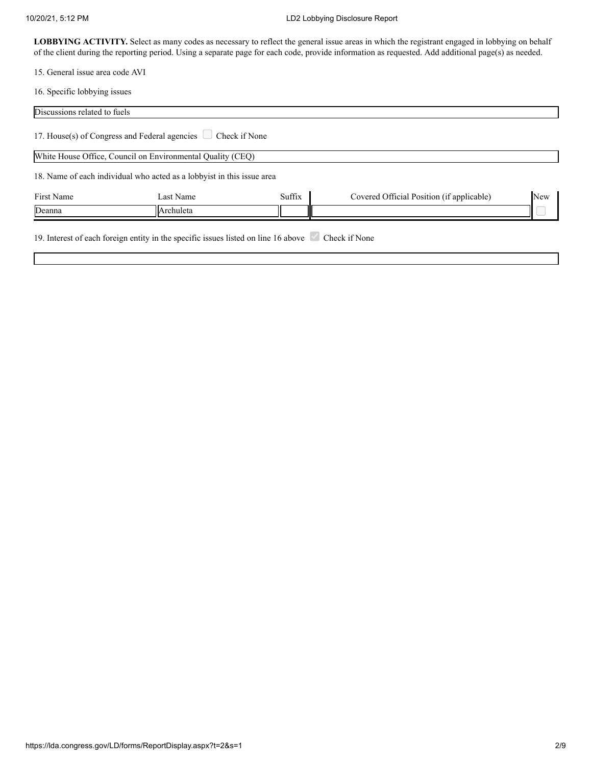**LOBBYING ACTIVITY.** Select as many codes as necessary to reflect the general issue areas in which the registrant engaged in lobbying on behalf of the client during the reporting period. Using a separate page for each code, provide information as requested. Add additional page(s) as needed.

15. General issue area code AVI

16. Specific lobbying issues

Discussions related to fuels

17. House(s) of Congress and Federal agencies ☐ Check if None

White House Office, Council on Environmental Quality (CEQ)

18. Name of each individual who acted as a lobbyist in this issue area

| First Name | Last Name | Suffix | Covered Official Position (if applicable) | New |
|---|---|---|---|---|
| Deanna | Archuleta | | | ☐ |

19. Interest of each foreign entity in the specific issues listed on line 16 above ☑ Check if None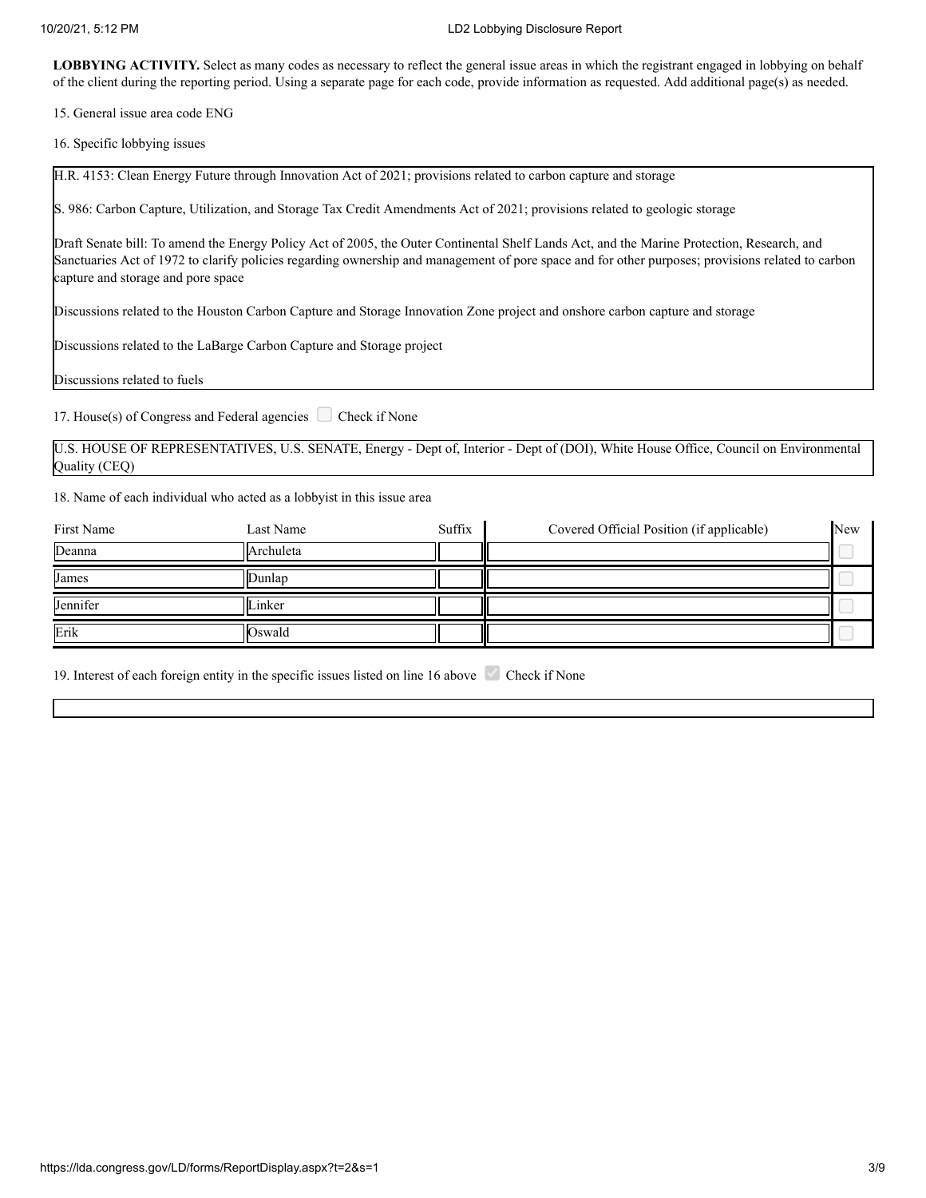**LOBBYING ACTIVITY.** Select as many codes as necessary to reflect the general issue areas in which the registrant engaged in lobbying on behalf of the client during the reporting period. Using a separate page for each code, provide information as requested. Add additional page(s) as needed.

15. General issue area code ENG

16. Specific lobbying issues

H.R. 4153: Clean Energy Future through Innovation Act of 2021; provisions related to carbon capture and storage

S. 986: Carbon Capture, Utilization, and Storage Tax Credit Amendments Act of 2021; provisions related to geologic storage

Draft Senate bill: To amend the Energy Policy Act of 2005, the Outer Continental Shelf Lands Act, and the Marine Protection, Research, and Sanctuaries Act of 1972 to clarify policies regarding ownership and management of pore space and for other purposes; provisions related to carbon capture and storage and pore space

Discussions related to the Houston Carbon Capture and Storage Innovation Zone project and onshore carbon capture and storage

Discussions related to the LaBarge Carbon Capture and Storage project

Discussions related to fuels

17. House(s) of Congress and Federal agencies ☐ Check if None

U.S. HOUSE OF REPRESENTATIVES, U.S. SENATE, Energy - Dept of, Interior - Dept of (DOI), White House Office, Council on Environmental Quality (CEQ)

18. Name of each individual who acted as a lobbyist in this issue area

| First Name | Last Name | Suffix | Covered Official Position (if applicable) | New |
|---|---|---|---|---|
| Deanna | Archuleta | | | ☐ |
| James | Dunlap | | | ☐ |
| Jennifer | Linker | | | ☐ |
| Erik | Oswald | | | ☐ |

19. Interest of each foreign entity in the specific issues listed on line 16 above ☑ Check if None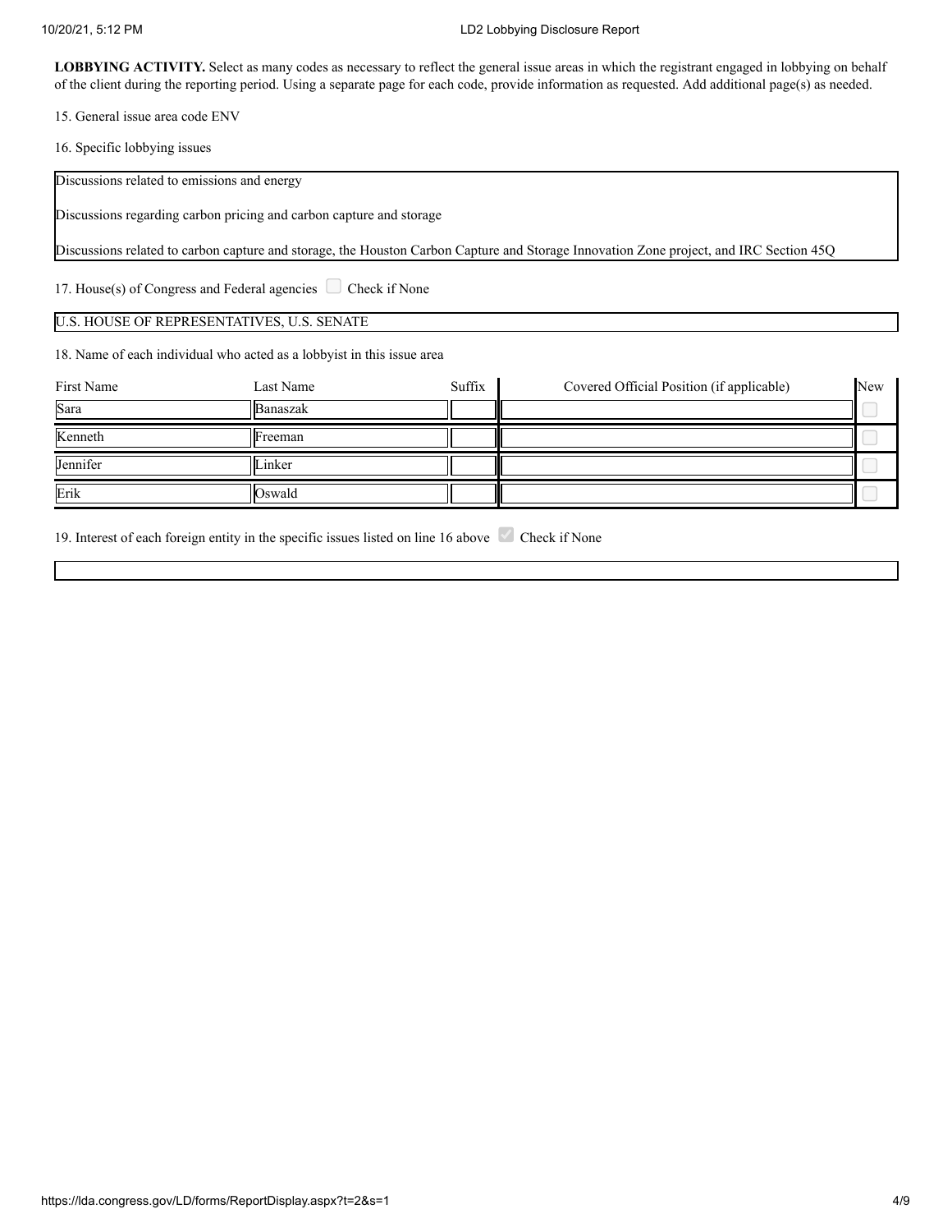**LOBBYING ACTIVITY.** Select as many codes as necessary to reflect the general issue areas in which the registrant engaged in lobbying on behalf of the client during the reporting period. Using a separate page for each code, provide information as requested. Add additional page(s) as needed.

15. General issue area code ENV

16. Specific lobbying issues

Discussions related to emissions and energy

Discussions regarding carbon pricing and carbon capture and storage

Discussions related to carbon capture and storage, the Houston Carbon Capture and Storage Innovation Zone project, and IRC Section 45Q

17. House(s) of Congress and Federal agencies ☐ Check if None

U.S. HOUSE OF REPRESENTATIVES, U.S. SENATE

18. Name of each individual who acted as a lobbyist in this issue area

| First Name | Last Name | Suffix | Covered Official Position (if applicable) | New |
|---|---|---|---|---|
| Sara | Banaszak | | | ☐ |
| Kenneth | Freeman | | | ☐ |
| Jennifer | Linker | | | ☐ |
| Erik | Oswald | | | ☐ |

19. Interest of each foreign entity in the specific issues listed on line 16 above ☑ Check if None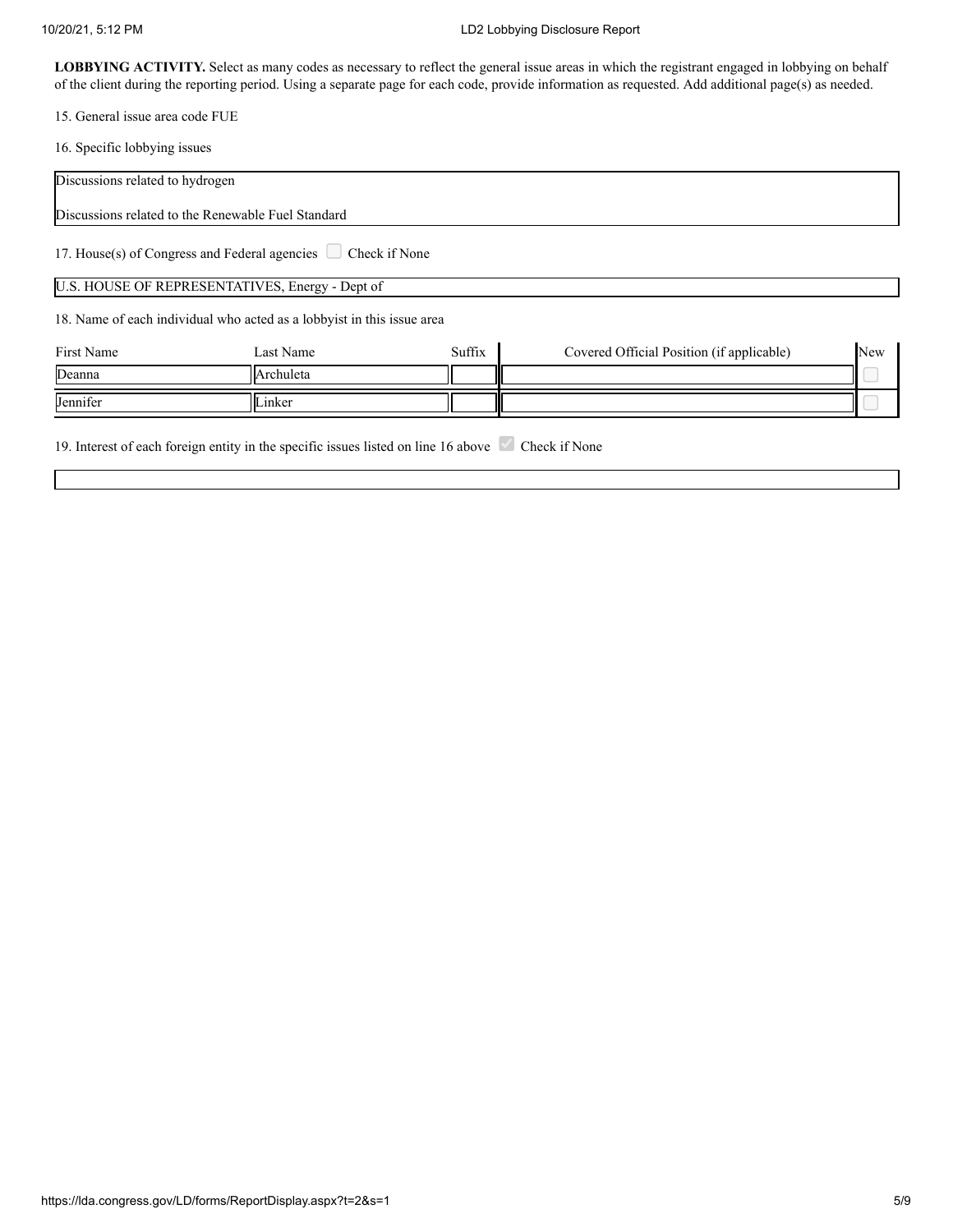**LOBBYING ACTIVITY.** Select as many codes as necessary to reflect the general issue areas in which the registrant engaged in lobbying on behalf of the client during the reporting period. Using a separate page for each code, provide information as requested. Add additional page(s) as needed.

15. General issue area code FUE

16. Specific lobbying issues

Discussions related to hydrogen

Discussions related to the Renewable Fuel Standard

17. House(s) of Congress and Federal agencies ☐ Check if None

U.S. HOUSE OF REPRESENTATIVES, Energy - Dept of

18. Name of each individual who acted as a lobbyist in this issue area

| First Name | Last Name | Suffix | Covered Official Position (if applicable) | New |
|---|---|---|---|---|
| Deanna | Archuleta | | | ☐ |
| Jennifer | Linker | | | ☐ |

19. Interest of each foreign entity in the specific issues listed on line 16 above ☑ Check if None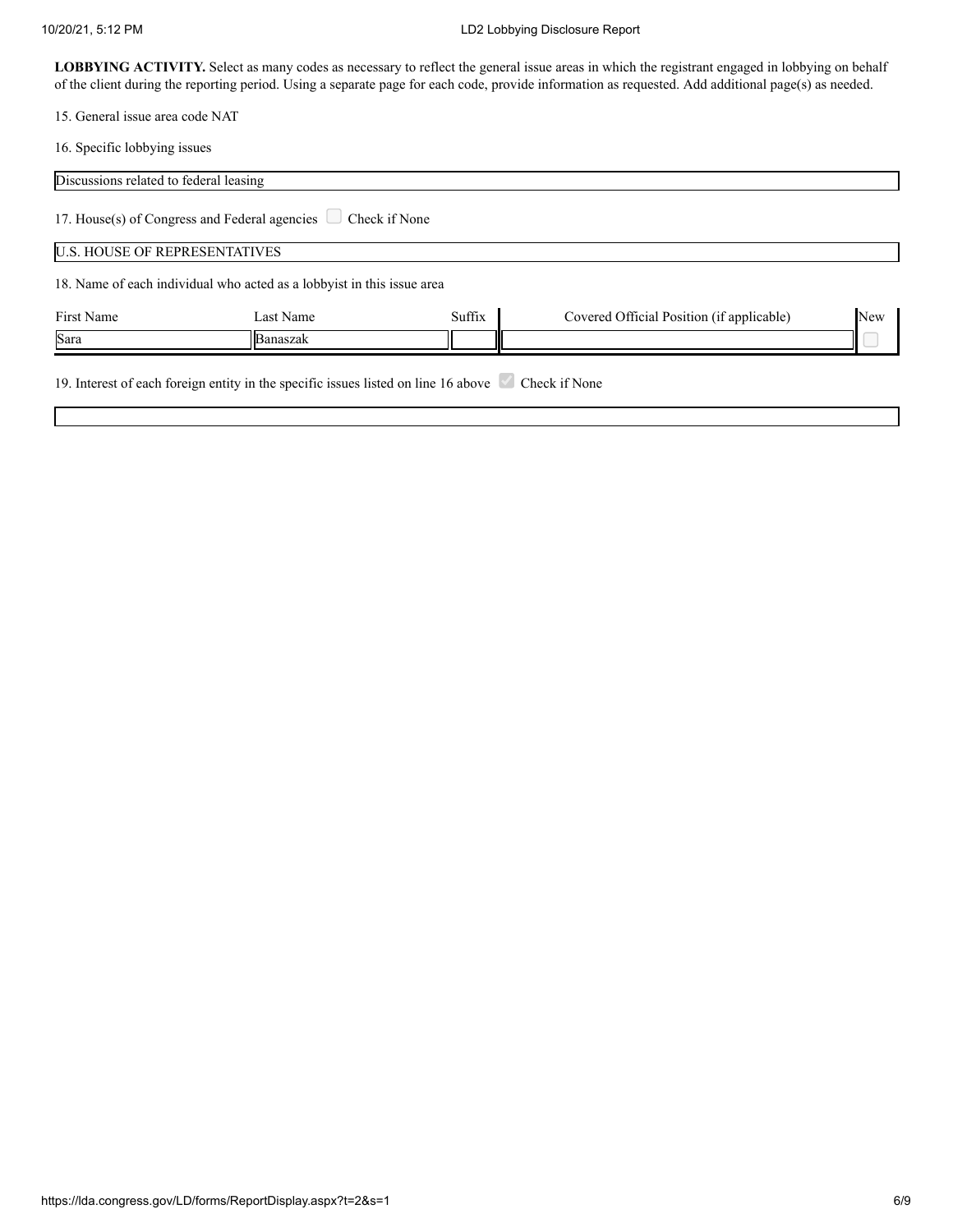**LOBBYING ACTIVITY.** Select as many codes as necessary to reflect the general issue areas in which the registrant engaged in lobbying on behalf of the client during the reporting period. Using a separate page for each code, provide information as requested. Add additional page(s) as needed.

15. General issue area code NAT

16. Specific lobbying issues

Discussions related to federal leasing

17. House(s) of Congress and Federal agencies ☐ Check if None

U.S. HOUSE OF REPRESENTATIVES

18. Name of each individual who acted as a lobbyist in this issue area

| First Name | Last Name | Suffix | Covered Official Position (if applicable) | New |
|---|---|---|---|---|
| Sara | Banaszak | | | ☐ |

19. Interest of each foreign entity in the specific issues listed on line 16 above ☑ Check if None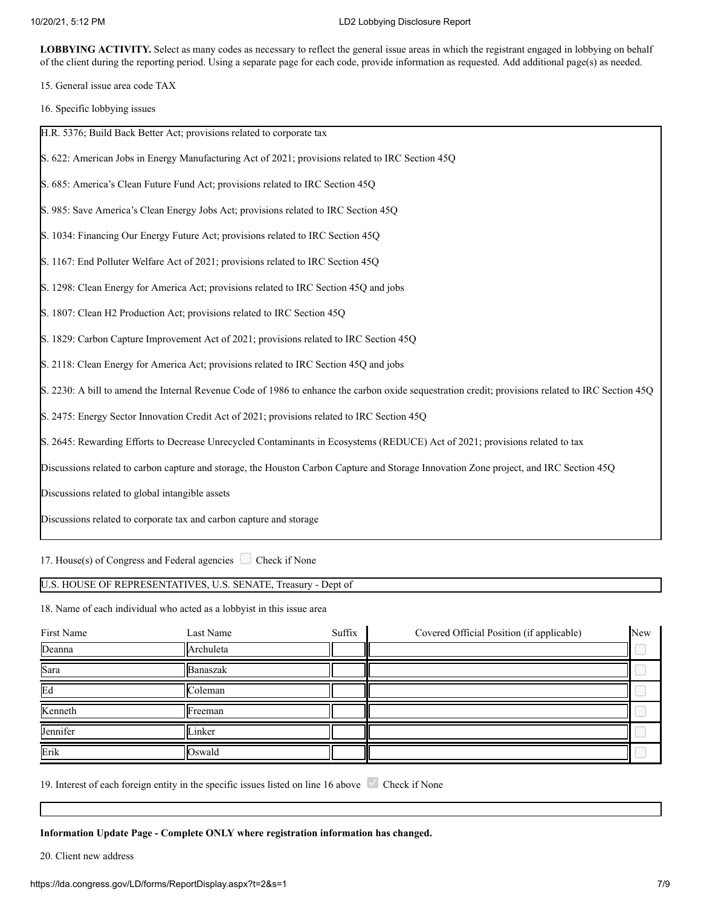**LOBBYING ACTIVITY.** Select as many codes as necessary to reflect the general issue areas in which the registrant engaged in lobbying on behalf of the client during the reporting period. Using a separate page for each code, provide information as requested. Add additional page(s) as needed.

15. General issue area code TAX

16. Specific lobbying issues

H.R. 5376; Build Back Better Act; provisions related to corporate tax

S. 622: American Jobs in Energy Manufacturing Act of 2021; provisions related to IRC Section 45Q

S. 685: America's Clean Future Fund Act; provisions related to IRC Section 45Q

S. 985: Save America's Clean Energy Jobs Act; provisions related to IRC Section 45Q

S. 1034: Financing Our Energy Future Act; provisions related to IRC Section 45Q

S. 1167: End Polluter Welfare Act of 2021; provisions related to IRC Section 45Q

S. 1298: Clean Energy for America Act; provisions related to IRC Section 45Q and jobs

S. 1807: Clean H2 Production Act; provisions related to IRC Section 45Q

S. 1829: Carbon Capture Improvement Act of 2021; provisions related to IRC Section 45Q

S. 2118: Clean Energy for America Act; provisions related to IRC Section 45Q and jobs

S. 2230: A bill to amend the Internal Revenue Code of 1986 to enhance the carbon oxide sequestration credit; provisions related to IRC Section 45Q

S. 2475: Energy Sector Innovation Credit Act of 2021; provisions related to IRC Section 45Q

S. 2645: Rewarding Efforts to Decrease Unrecycled Contaminants in Ecosystems (REDUCE) Act of 2021; provisions related to tax

Discussions related to carbon capture and storage, the Houston Carbon Capture and Storage Innovation Zone project, and IRC Section 45Q

Discussions related to global intangible assets

Discussions related to corporate tax and carbon capture and storage

17. House(s) of Congress and Federal agencies ☐ Check if None

U.S. HOUSE OF REPRESENTATIVES, U.S. SENATE, Treasury - Dept of

18. Name of each individual who acted as a lobbyist in this issue area

| First Name | Last Name | Suffix | Covered Official Position (if applicable) | New |
|---|---|---|---|---|
| Deanna | Archuleta | | | ☐ |
| Sara | Banaszak | | | ☐ |
| Ed | Coleman | | | ☐ |
| Kenneth | Freeman | | | ☐ |
| Jennifer | Linker | | | ☐ |
| Erik | Oswald | | | ☐ |

19. Interest of each foreign entity in the specific issues listed on line 16 above ☑ Check if None

**Information Update Page - Complete ONLY where registration information has changed.**

20. Client new address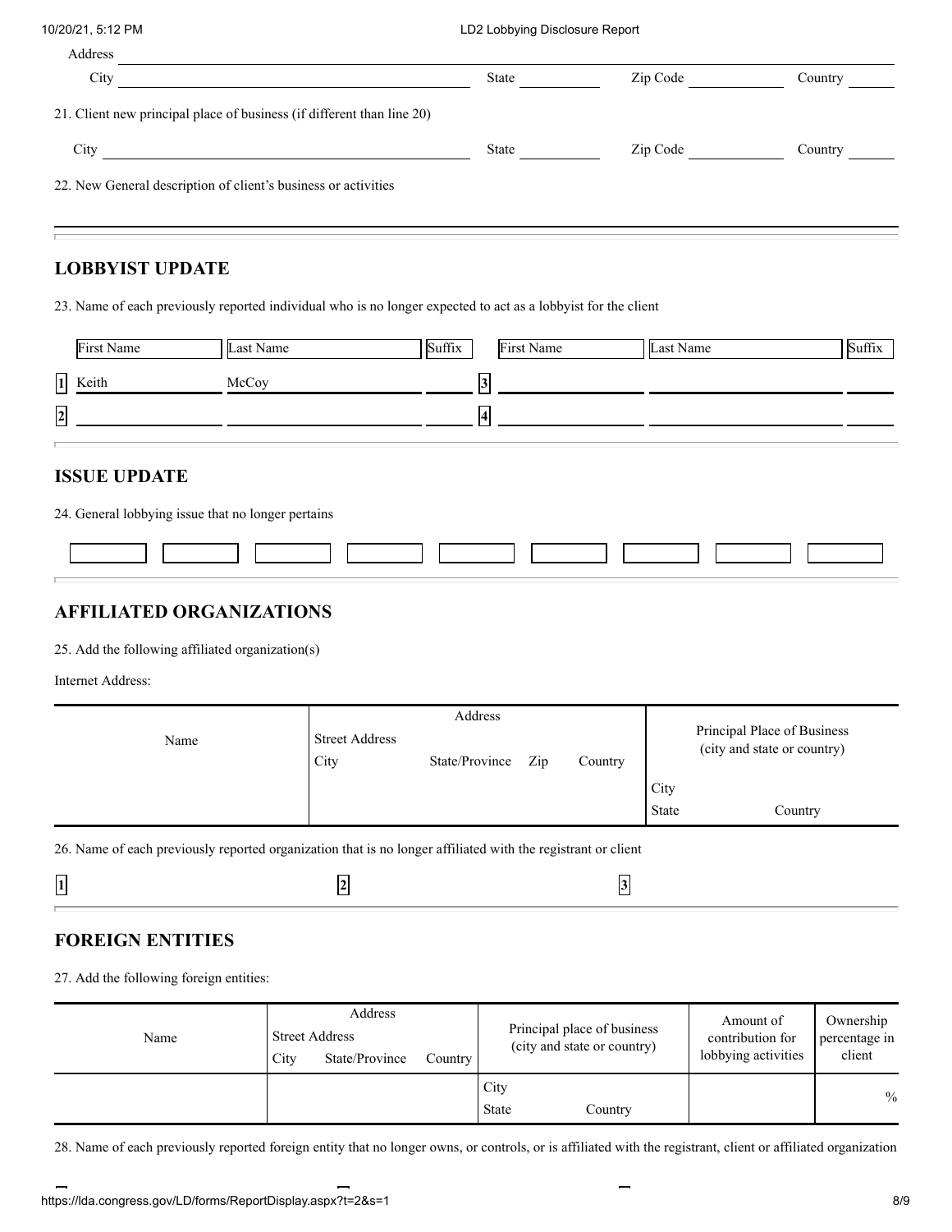Address

City | State | Zip Code | Country

21. Client new principal place of business (if different than line 20)

City | State | Zip Code | Country

22. New General description of client's business or activities

## LOBBYIST UPDATE

23. Name of each previously reported individual who is no longer expected to act as a lobbyist for the client

| | First Name | Last Name | Suffix | | First Name | Last Name | Suffix |
|---|---|---|---|---|---|---|---|
| 1 | Keith | McCoy | | 3 | | | |
| 2 | | | | 4 | | | |

## ISSUE UPDATE

24. General lobbying issue that no longer pertains

## AFFILIATED ORGANIZATIONS

25. Add the following affiliated organization(s)

Internet Address:

| Name | Address<br>Street Address<br>City State/Province Zip Country | Principal Place of Business (city and state or country) |
|---|---|---|
| | | City<br>State Country |

26. Name of each previously reported organization that is no longer affiliated with the registrant or client

| 1 | 2 | 3 |
|---|---|---|
| | | |

## FOREIGN ENTITIES

27. Add the following foreign entities:

| Name | Address<br>Street Address<br>City State/Province Country | Principal place of business (city and state or country) | Amount of contribution for lobbying activities | Ownership percentage in client |
|---|---|---|---|---|
| | | City<br>State Country | | % |

28. Name of each previously reported foreign entity that no longer owns, or controls, or is affiliated with the registrant, client or affiliated organization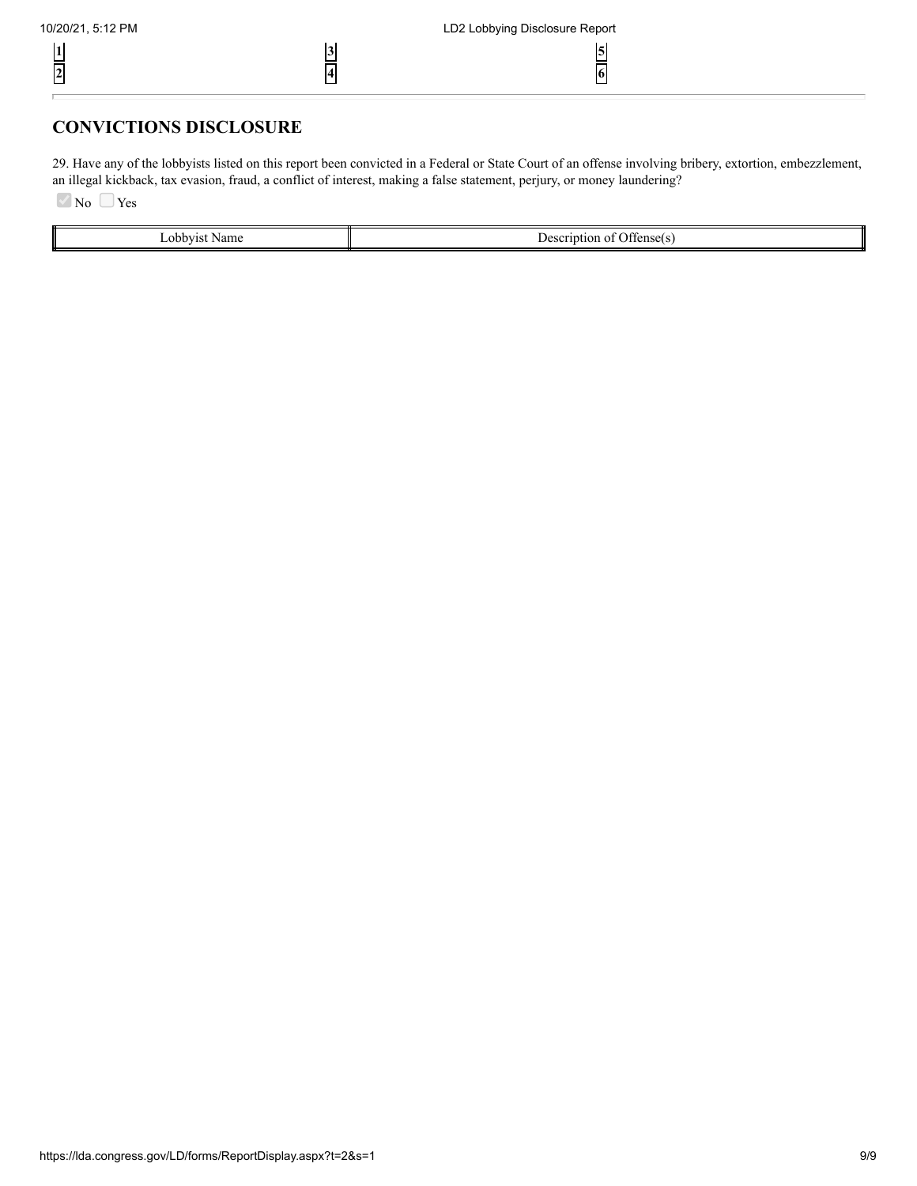1 3 5
2 4 6

## CONVICTIONS DISCLOSURE

29. Have any of the lobbyists listed on this report been convicted in a Federal or State Court of an offense involving bribery, extortion, embezzlement, an illegal kickback, tax evasion, fraud, a conflict of interest, making a false statement, perjury, or money laundering?

☑ No ☐ Yes

| Lobbyist Name | Description of Offense(s) |
|---|---|